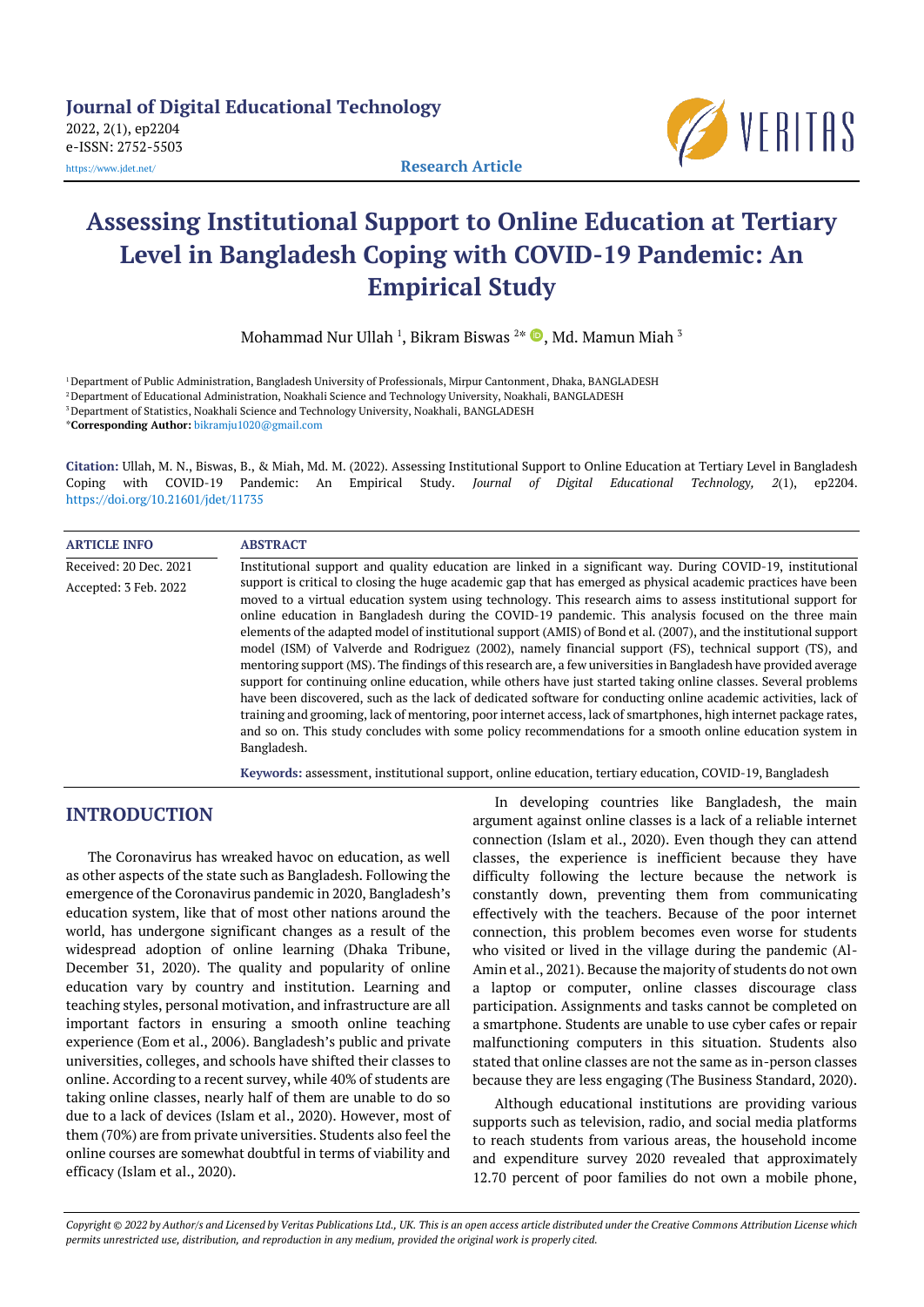Journal of Digital Educational Technology
2022, 2(1), ep2204
e-ISSN: 2752-5503
https://www.jdet.net/

Research Article

# Assessing Institutional Support to Online Education at Tertiary Level in Bangladesh Coping with COVID-19 Pandemic: An Empirical Study

Mohammad Nur Ullah [1], Bikram Biswas [2*], Md. Mamun Miah [3]

[1] Department of Public Administration, Bangladesh University of Professionals, Mirpur Cantonment, Dhaka, BANGLADESH
[2] Department of Educational Administration, Noakhali Science and Technology University, Noakhali, BANGLADESH
[3] Department of Statistics, Noakhali Science and Technology University, Noakhali, BANGLADESH
*Corresponding Author: bikramju1020@gmail.com

**Citation:** Ullah, M. N., Biswas, B., & Miah, Md. M. (2022). Assessing Institutional Support to Online Education at Tertiary Level in Bangladesh Coping with COVID-19 Pandemic: An Empirical Study. *Journal of Digital Educational Technology, 2*(1), ep2204. https://doi.org/10.21601/jdet/11735

**ARTICLE INFO**

Received: 20 Dec. 2021
Accepted: 3 Feb. 2022

**ABSTRACT**

Institutional support and quality education are linked in a significant way. During COVID-19, institutional support is critical to closing the huge academic gap that has emerged as physical academic practices have been moved to a virtual education system using technology. This research aims to assess institutional support for online education in Bangladesh during the COVID-19 pandemic. This analysis focused on the three main elements of the adapted model of institutional support (AMIS) of Bond et al. (2007), and the institutional support model (ISM) of Valverde and Rodriguez (2002), namely financial support (FS), technical support (TS), and mentoring support (MS). The findings of this research are, a few universities in Bangladesh have provided average support for continuing online education, while others have just started taking online classes. Several problems have been discovered, such as the lack of dedicated software for conducting online academic activities, lack of training and grooming, lack of mentoring, poor internet access, lack of smartphones, high internet package rates, and so on. This study concludes with some policy recommendations for a smooth online education system in Bangladesh.

**Keywords:** assessment, institutional support, online education, tertiary education, COVID-19, Bangladesh

## INTRODUCTION

The Coronavirus has wreaked havoc on education, as well as other aspects of the state such as Bangladesh. Following the emergence of the Coronavirus pandemic in 2020, Bangladesh's education system, like that of most other nations around the world, has undergone significant changes as a result of the widespread adoption of online learning (Dhaka Tribune, December 31, 2020). The quality and popularity of online education vary by country and institution. Learning and teaching styles, personal motivation, and infrastructure are all important factors in ensuring a smooth online teaching experience (Eom et al., 2006). Bangladesh's public and private universities, colleges, and schools have shifted their classes to online. According to a recent survey, while 40% of students are taking online classes, nearly half of them are unable to do so due to a lack of devices (Islam et al., 2020). However, most of them (70%) are from private universities. Students also feel the online courses are somewhat doubtful in terms of viability and efficacy (Islam et al., 2020).

In developing countries like Bangladesh, the main argument against online classes is a lack of a reliable internet connection (Islam et al., 2020). Even though they can attend classes, the experience is inefficient because they have difficulty following the lecture because the network is constantly down, preventing them from communicating effectively with the teachers. Because of the poor internet connection, this problem becomes even worse for students who visited or lived in the village during the pandemic (Al-Amin et al., 2021). Because the majority of students do not own a laptop or computer, online classes discourage class participation. Assignments and tasks cannot be completed on a smartphone. Students are unable to use cyber cafes or repair malfunctioning computers in this situation. Students also stated that online classes are not the same as in-person classes because they are less engaging (The Business Standard, 2020).

Although educational institutions are providing various supports such as television, radio, and social media platforms to reach students from various areas, the household income and expenditure survey 2020 revealed that approximately 12.70 percent of poor families do not own a mobile phone,

*Copyright © 2022 by Author/s and Licensed by Veritas Publications Ltd., UK. This is an open access article distributed under the Creative Commons Attribution License which permits unrestricted use, distribution, and reproduction in any medium, provided the original work is properly cited.*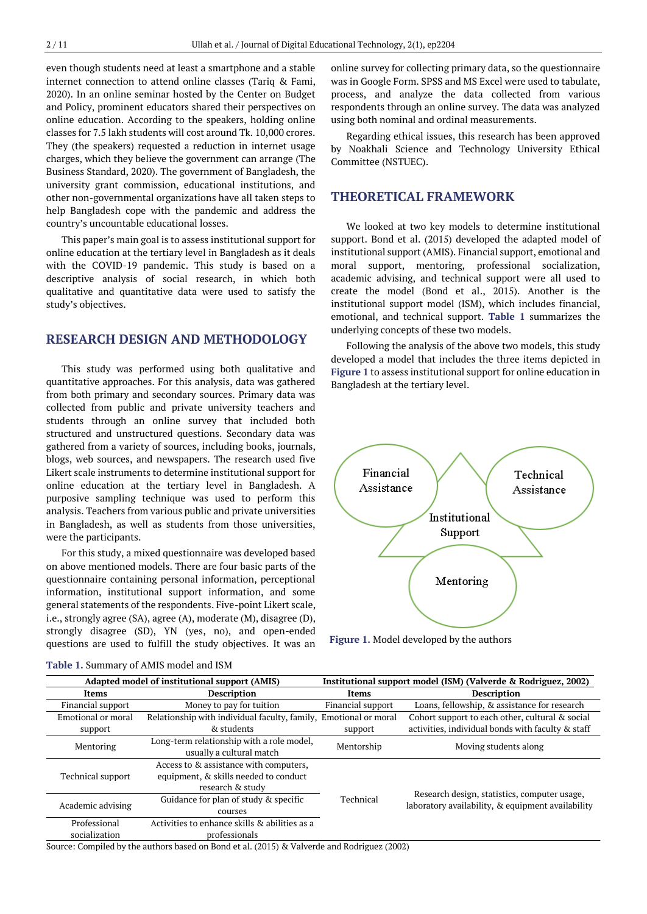even though students need at least a smartphone and a stable internet connection to attend online classes (Tariq & Fami, 2020). In an online seminar hosted by the Center on Budget and Policy, prominent educators shared their perspectives on online education. According to the speakers, holding online classes for 7.5 lakh students will cost around Tk. 10,000 crores. They (the speakers) requested a reduction in internet usage charges, which they believe the government can arrange (The Business Standard, 2020). The government of Bangladesh, the university grant commission, educational institutions, and other non-governmental organizations have all taken steps to help Bangladesh cope with the pandemic and address the country's uncountable educational losses.

This paper's main goal is to assess institutional support for online education at the tertiary level in Bangladesh as it deals with the COVID-19 pandemic. This study is based on a descriptive analysis of social research, in which both qualitative and quantitative data were used to satisfy the study's objectives.

## RESEARCH DESIGN AND METHODOLOGY

This study was performed using both qualitative and quantitative approaches. For this analysis, data was gathered from both primary and secondary sources. Primary data was collected from public and private university teachers and students through an online survey that included both structured and unstructured questions. Secondary data was gathered from a variety of sources, including books, journals, blogs, web sources, and newspapers. The research used five Likert scale instruments to determine institutional support for online education at the tertiary level in Bangladesh. A purposive sampling technique was used to perform this analysis. Teachers from various public and private universities in Bangladesh, as well as students from those universities, were the participants.

For this study, a mixed questionnaire was developed based on above mentioned models. There are four basic parts of the questionnaire containing personal information, perceptional information, institutional support information, and some general statements of the respondents. Five-point Likert scale, i.e., strongly agree (SA), agree (A), moderate (M), disagree (D), strongly disagree (SD), YN (yes, no), and open-ended questions are used to fulfill the study objectives. It was an online survey for collecting primary data, so the questionnaire was in Google Form. SPSS and MS Excel were used to tabulate, process, and analyze the data collected from various respondents through an online survey. The data was analyzed using both nominal and ordinal measurements.

Regarding ethical issues, this research has been approved by Noakhali Science and Technology University Ethical Committee (NSTUEC).

## THEORETICAL FRAMEWORK

We looked at two key models to determine institutional support. Bond et al. (2015) developed the adapted model of institutional support (AMIS). Financial support, emotional and moral support, mentoring, professional socialization, academic advising, and technical support were all used to create the model (Bond et al., 2015). Another is the institutional support model (ISM), which includes financial, emotional, and technical support. **Table 1** summarizes the underlying concepts of these two models.

Following the analysis of the above two models, this study developed a model that includes the three items depicted in **Figure 1** to assess institutional support for online education in Bangladesh at the tertiary level.

Financial Assistance — Technical Assistance — Institutional Support — Mentoring

**Figure 1.** Model developed by the authors

**Table 1.** Summary of AMIS model and ISM

| Adapted model of institutional support (AMIS) | | Institutional support model (ISM) (Valverde & Rodriguez, 2002) | |
|---|---|---|---|
| **Items** | **Description** | **Items** | **Description** |
| Financial support | Money to pay for tuition | Financial support | Loans, fellowship, & assistance for research |
| Emotional or moral support | Relationship with individual faculty, family, & students | Emotional or moral support | Cohort support to each other, cultural & social activities, individual bonds with faculty & staff |
| Mentoring | Long-term relationship with a role model, usually a cultural match | Mentorship | Moving students along |
| Technical support | Access to & assistance with computers, equipment, & skills needed to conduct research & study | Technical | Research design, statistics, computer usage, laboratory availability, & equipment availability |
| Academic advising | Guidance for plan of study & specific courses | | |
| Professional socialization | Activities to enhance skills & abilities as a professionals | | |

Source: Compiled by the authors based on Bond et al. (2015) & Valverde and Rodriguez (2002)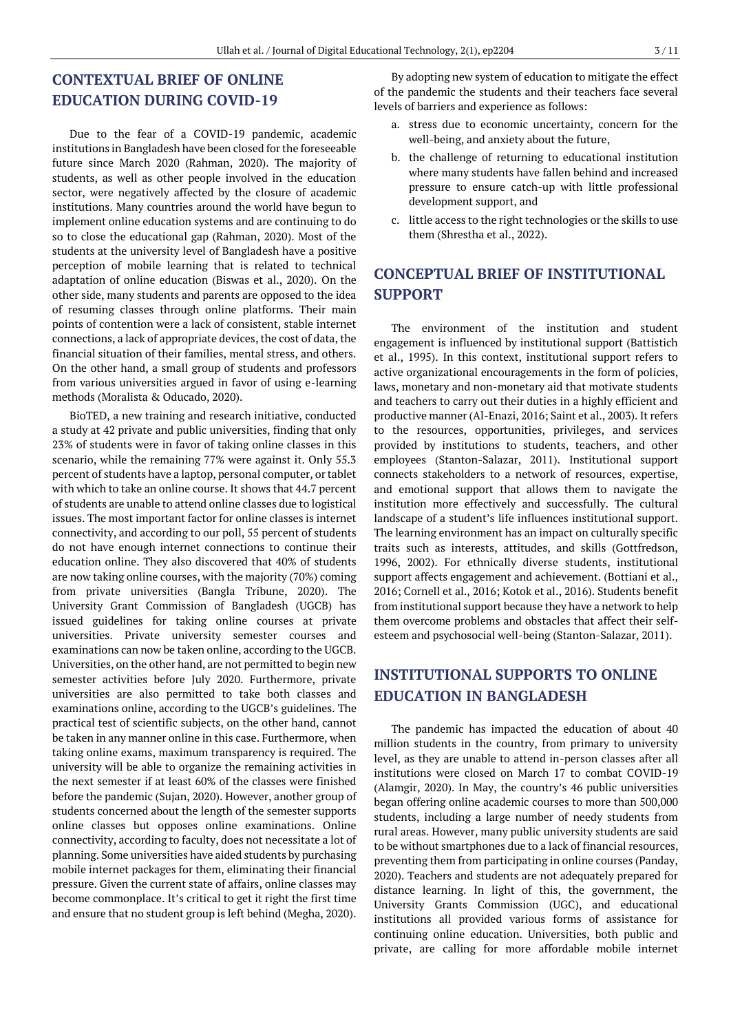## CONTEXTUAL BRIEF OF ONLINE EDUCATION DURING COVID-19

Due to the fear of a COVID-19 pandemic, academic institutions in Bangladesh have been closed for the foreseeable future since March 2020 (Rahman, 2020). The majority of students, as well as other people involved in the education sector, were negatively affected by the closure of academic institutions. Many countries around the world have begun to implement online education systems and are continuing to do so to close the educational gap (Rahman, 2020). Most of the students at the university level of Bangladesh have a positive perception of mobile learning that is related to technical adaptation of online education (Biswas et al., 2020). On the other side, many students and parents are opposed to the idea of resuming classes through online platforms. Their main points of contention were a lack of consistent, stable internet connections, a lack of appropriate devices, the cost of data, the financial situation of their families, mental stress, and others. On the other hand, a small group of students and professors from various universities argued in favor of using e-learning methods (Moralista & Oducado, 2020).

BioTED, a new training and research initiative, conducted a study at 42 private and public universities, finding that only 23% of students were in favor of taking online classes in this scenario, while the remaining 77% were against it. Only 55.3 percent of students have a laptop, personal computer, or tablet with which to take an online course. It shows that 44.7 percent of students are unable to attend online classes due to logistical issues. The most important factor for online classes is internet connectivity, and according to our poll, 55 percent of students do not have enough internet connections to continue their education online. They also discovered that 40% of students are now taking online courses, with the majority (70%) coming from private universities (Bangla Tribune, 2020). The University Grant Commission of Bangladesh (UGCB) has issued guidelines for taking online courses at private universities. Private university semester courses and examinations can now be taken online, according to the UGCB. Universities, on the other hand, are not permitted to begin new semester activities before July 2020. Furthermore, private universities are also permitted to take both classes and examinations online, according to the UGCB's guidelines. The practical test of scientific subjects, on the other hand, cannot be taken in any manner online in this case. Furthermore, when taking online exams, maximum transparency is required. The university will be able to organize the remaining activities in the next semester if at least 60% of the classes were finished before the pandemic (Sujan, 2020). However, another group of students concerned about the length of the semester supports online classes but opposes online examinations. Online connectivity, according to faculty, does not necessitate a lot of planning. Some universities have aided students by purchasing mobile internet packages for them, eliminating their financial pressure. Given the current state of affairs, online classes may become commonplace. It's critical to get it right the first time and ensure that no student group is left behind (Megha, 2020).

By adopting new system of education to mitigate the effect of the pandemic the students and their teachers face several levels of barriers and experience as follows:

a. stress due to economic uncertainty, concern for the well-being, and anxiety about the future,
b. the challenge of returning to educational institution where many students have fallen behind and increased pressure to ensure catch-up with little professional development support, and
c. little access to the right technologies or the skills to use them (Shrestha et al., 2022).

## CONCEPTUAL BRIEF OF INSTITUTIONAL SUPPORT

The environment of the institution and student engagement is influenced by institutional support (Battistich et al., 1995). In this context, institutional support refers to active organizational encouragements in the form of policies, laws, monetary and non-monetary aid that motivate students and teachers to carry out their duties in a highly efficient and productive manner (Al-Enazi, 2016; Saint et al., 2003). It refers to the resources, opportunities, privileges, and services provided by institutions to students, teachers, and other employees (Stanton-Salazar, 2011). Institutional support connects stakeholders to a network of resources, expertise, and emotional support that allows them to navigate the institution more effectively and successfully. The cultural landscape of a student's life influences institutional support. The learning environment has an impact on culturally specific traits such as interests, attitudes, and skills (Gottfredson, 1996, 2002). For ethnically diverse students, institutional support affects engagement and achievement. (Bottiani et al., 2016; Cornell et al., 2016; Kotok et al., 2016). Students benefit from institutional support because they have a network to help them overcome problems and obstacles that affect their self-esteem and psychosocial well-being (Stanton-Salazar, 2011).

## INSTITUTIONAL SUPPORTS TO ONLINE EDUCATION IN BANGLADESH

The pandemic has impacted the education of about 40 million students in the country, from primary to university level, as they are unable to attend in-person classes after all institutions were closed on March 17 to combat COVID-19 (Alamgir, 2020). In May, the country's 46 public universities began offering online academic courses to more than 500,000 students, including a large number of needy students from rural areas. However, many public university students are said to be without smartphones due to a lack of financial resources, preventing them from participating in online courses (Panday, 2020). Teachers and students are not adequately prepared for distance learning. In light of this, the government, the University Grants Commission (UGC), and educational institutions all provided various forms of assistance for continuing online education. Universities, both public and private, are calling for more affordable mobile internet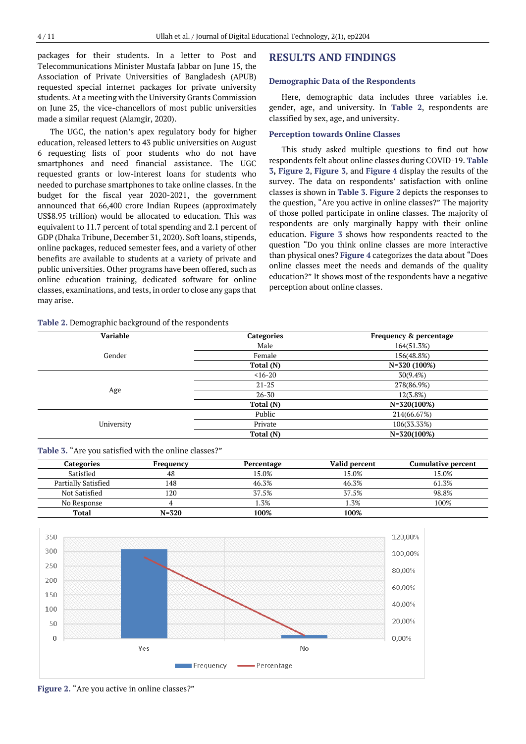packages for their students. In a letter to Post and Telecommunications Minister Mustafa Jabbar on June 15, the Association of Private Universities of Bangladesh (APUB) requested special internet packages for private university students. At a meeting with the University Grants Commission on June 25, the vice-chancellors of most public universities made a similar request (Alamgir, 2020).

The UGC, the nation's apex regulatory body for higher education, released letters to 43 public universities on August 6 requesting lists of poor students who do not have smartphones and need financial assistance. The UGC requested grants or low-interest loans for students who needed to purchase smartphones to take online classes. In the budget for the fiscal year 2020-2021, the government announced that 66,400 crore Indian Rupees (approximately US$8.95 trillion) would be allocated to education. This was equivalent to 11.7 percent of total spending and 2.1 percent of GDP (Dhaka Tribune, December 31, 2020). Soft loans, stipends, online packages, reduced semester fees, and a variety of other benefits are available to students at a variety of private and public universities. Other programs have been offered, such as online education training, dedicated software for online classes, examinations, and tests, in order to close any gaps that may arise.

## RESULTS AND FINDINGS

### Demographic Data of the Respondents

Here, demographic data includes three variables i.e. gender, age, and university. In **Table 2**, respondents are classified by sex, age, and university.

### Perception towards Online Classes

This study asked multiple questions to find out how respondents felt about online classes during COVID-19. **Table 3**, **Figure 2**, **Figure 3**, and **Figure 4** display the results of the survey. The data on respondents' satisfaction with online classes is shown in **Table 3**. **Figure 2** depicts the responses to the question, "Are you active in online classes?" The majority of those polled participate in online classes. The majority of respondents are only marginally happy with their online education. **Figure 3** shows how respondents reacted to the question "Do you think online classes are more interactive than physical ones? **Figure 4** categorizes the data about "Does online classes meet the needs and demands of the quality education?" It shows most of the respondents have a negative perception about online classes.

**Table 2.** Demographic background of the respondents

| Variable | Categories | Frequency & percentage |
|---|---|---|
| Gender | Male | 164(51.3%) |
| | Female | 156(48.8%) |
| | **Total (N)** | **N=320 (100%)** |
| Age | <16-20 | 30(9.4%) |
| | 21-25 | 278(86.9%) |
| | 26-30 | 12(3.8%) |
| | **Total (N)** | **N=320(100%)** |
| University | Public | 214(66.67%) |
| | Private | 106(33.33%) |
| | **Total (N)** | **N=320(100%)** |

**Table 3.** "Are you satisfied with the online classes?"

| Categories | Frequency | Percentage | Valid percent | Cumulative percent |
|---|---|---|---|---|
| Satisfied | 48 | 15.0% | 15.0% | 15.0% |
| Partially Satisfied | 148 | 46.3% | 46.3% | 61.3% |
| Not Satisfied | 120 | 37.5% | 37.5% | 98.8% |
| No Response | 4 | 1.3% | 1.3% | 100% |
| **Total** | **N=320** | **100%** | **100%** | |

**Figure 2.** "Are you active in online classes?"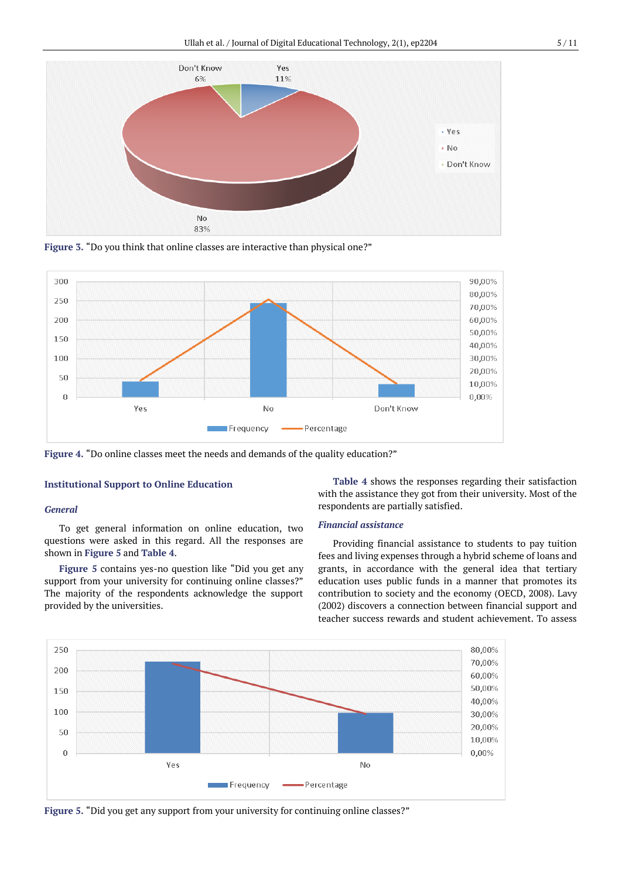Figure 3. “Do you think that online classes are interactive than physical one?”

Figure 4. “Do online classes meet the needs and demands of the quality education?”

## Institutional Support to Online Education

### General

To get general information on online education, two questions were asked in this regard. All the responses are shown in **Figure 5** and **Table 4**.

**Figure 5** contains yes-no question like “Did you get any support from your university for continuing online classes?” The majority of the respondents acknowledge the support provided by the universities.

**Table 4** shows the responses regarding their satisfaction with the assistance they got from their university. Most of the respondents are partially satisfied.

### Financial assistance

Providing financial assistance to students to pay tuition fees and living expenses through a hybrid scheme of loans and grants, in accordance with the general idea that tertiary education uses public funds in a manner that promotes its contribution to society and the economy (OECD, 2008). Lavy (2002) discovers a connection between financial support and teacher success rewards and student achievement. To assess

Figure 5. “Did you get any support from your university for continuing online classes?”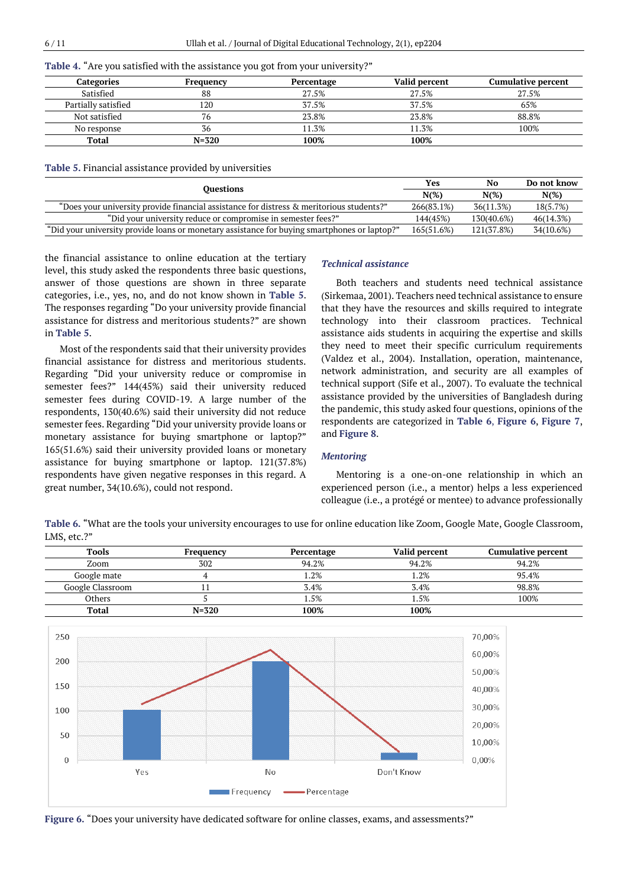**Table 4.** "Are you satisfied with the assistance you got from your university?"

| Categories | Frequency | Percentage | Valid percent | Cumulative percent |
|---|---|---|---|---|
| Satisfied | 88 | 27.5% | 27.5% | 27.5% |
| Partially satisfied | 120 | 37.5% | 37.5% | 65% |
| Not satisfied | 76 | 23.8% | 23.8% | 88.8% |
| No response | 36 | 11.3% | 11.3% | 100% |
| **Total** | **N=320** | **100%** | **100%** | |

**Table 5.** Financial assistance provided by universities

| Questions | Yes | No | Do not know |
|---|---|---|---|
| | N(%) | N(%) | N(%) |
| "Does your university provide financial assistance for distress & meritorious students?" | 266(83.1%) | 36(11.3%) | 18(5.7%) |
| "Did your university reduce or compromise in semester fees?" | 144(45%) | 130(40.6%) | 46(14.3%) |
| "Did your university provide loans or monetary assistance for buying smartphones or laptop?" | 165(51.6%) | 121(37.8%) | 34(10.6%) |

the financial assistance to online education at the tertiary level, this study asked the respondents three basic questions, answer of those questions are shown in three separate categories, i.e., yes, no, and do not know shown in **Table 5**. The responses regarding "Do your university provide financial assistance for distress and meritorious students?" are shown in **Table 5**.

Most of the respondents said that their university provides financial assistance for distress and meritorious students. Regarding "Did your university reduce or compromise in semester fees?" 144(45%) said their university reduced semester fees during COVID-19. A large number of the respondents, 130(40.6%) said their university did not reduce semester fees. Regarding "Did your university provide loans or monetary assistance for buying smartphone or laptop?" 165(51.6%) said their university provided loans or monetary assistance for buying smartphone or laptop. 121(37.8%) respondents have given negative responses in this regard. A great number, 34(10.6%), could not respond.

### *Technical assistance*

Both teachers and students need technical assistance (Sirkemaa, 2001). Teachers need technical assistance to ensure that they have the resources and skills required to integrate technology into their classroom practices. Technical assistance aids students in acquiring the expertise and skills they need to meet their specific curriculum requirements (Valdez et al., 2004). Installation, operation, maintenance, network administration, and security are all examples of technical support (Sife et al., 2007). To evaluate the technical assistance provided by the universities of Bangladesh during the pandemic, this study asked four questions, opinions of the respondents are categorized in **Table 6**, **Figure 6**, **Figure 7**, and **Figure 8**.

### *Mentoring*

Mentoring is a one-on-one relationship in which an experienced person (i.e., a mentor) helps a less experienced colleague (i.e., a protégé or mentee) to advance professionally

**Table 6.** "What are the tools your university encourages to use for online education like Zoom, Google Mate, Google Classroom, LMS, etc.?"

| Tools | Frequency | Percentage | Valid percent | Cumulative percent |
|---|---|---|---|---|
| Zoom | 302 | 94.2% | 94.2% | 94.2% |
| Google mate | 4 | 1.2% | 1.2% | 95.4% |
| Google Classroom | 11 | 3.4% | 3.4% | 98.8% |
| Others | 5 | 1.5% | 1.5% | 100% |
| **Total** | **N=320** | **100%** | **100%** | |

**Figure 6.** "Does your university have dedicated software for online classes, exams, and assessments?"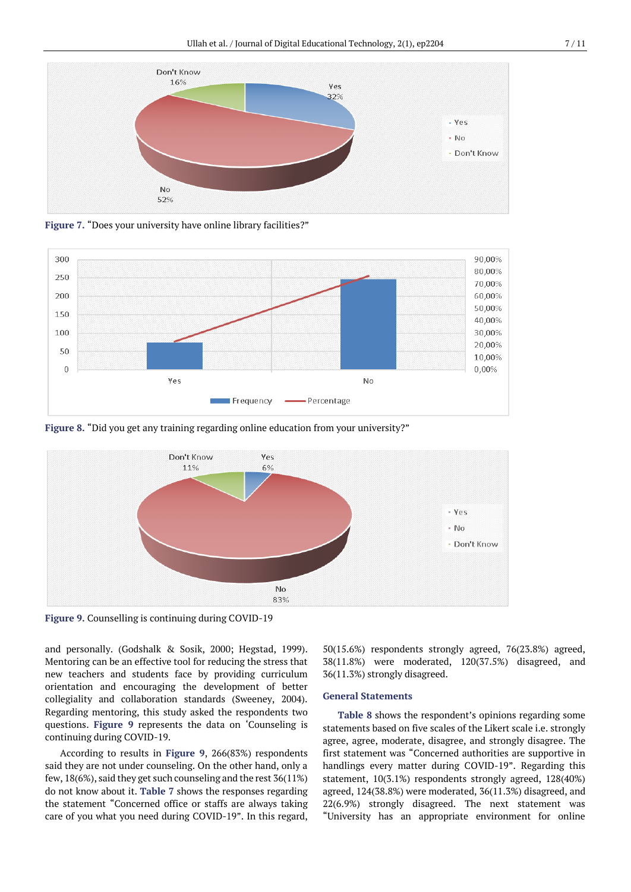Figure 7. “Does your university have online library facilities?”

Figure 8. “Did you get any training regarding online education from your university?”

Figure 9. Counselling is continuing during COVID-19

and personally. (Godshalk & Sosik, 2000; Hegstad, 1999). Mentoring can be an effective tool for reducing the stress that new teachers and students face by providing curriculum orientation and encouraging the development of better collegiality and collaboration standards (Sweeney, 2004). Regarding mentoring, this study asked the respondents two questions. Figure 9 represents the data on ‘Counseling is continuing during COVID-19.

According to results in Figure 9, 266(83%) respondents said they are not under counseling. On the other hand, only a few, 18(6%), said they get such counseling and the rest 36(11%) do not know about it. Table 7 shows the responses regarding the statement “Concerned office or staffs are always taking care of you what you need during COVID-19”. In this regard, 50(15.6%) respondents strongly agreed, 76(23.8%) agreed, 38(11.8%) were moderated, 120(37.5%) disagreed, and 36(11.3%) strongly disagreed.

### General Statements

Table 8 shows the respondent’s opinions regarding some statements based on five scales of the Likert scale i.e. strongly agree, agree, moderate, disagree, and strongly disagree. The first statement was “Concerned authorities are supportive in handlings every matter during COVID-19”. Regarding this statement, 10(3.1%) respondents strongly agreed, 128(40%) agreed, 124(38.8%) were moderated, 36(11.3%) disagreed, and 22(6.9%) strongly disagreed. The next statement was “University has an appropriate environment for online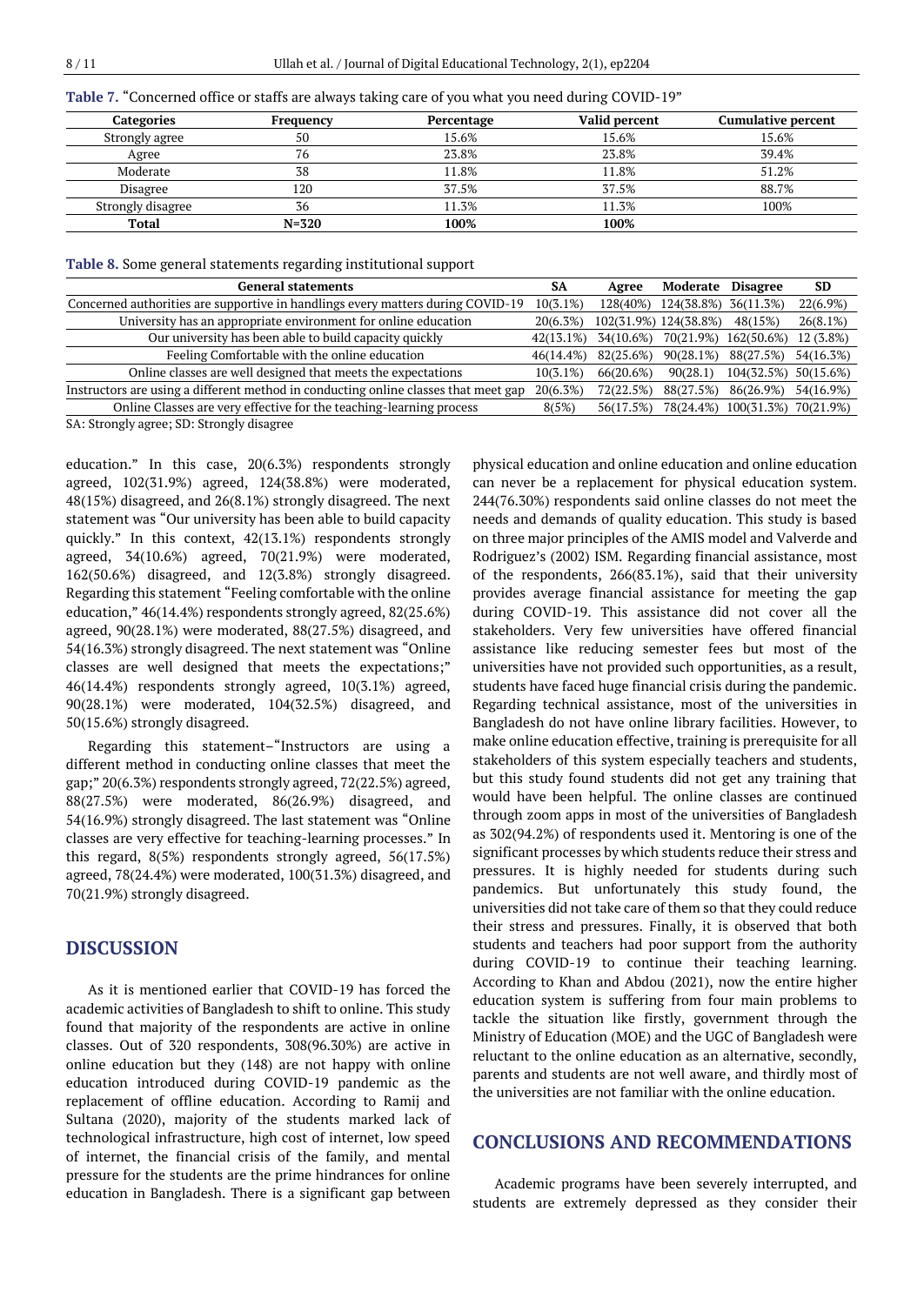**Table 7.** "Concerned office or staffs are always taking care of you what you need during COVID-19"

| Categories | Frequency | Percentage | Valid percent | Cumulative percent |
|---|---|---|---|---|
| Strongly agree | 50 | 15.6% | 15.6% | 15.6% |
| Agree | 76 | 23.8% | 23.8% | 39.4% |
| Moderate | 38 | 11.8% | 11.8% | 51.2% |
| Disagree | 120 | 37.5% | 37.5% | 88.7% |
| Strongly disagree | 36 | 11.3% | 11.3% | 100% |
| **Total** | **N=320** | **100%** | **100%** | |

**Table 8.** Some general statements regarding institutional support

| General statements | SA | Agree | Moderate | Disagree | SD |
|---|---|---|---|---|---|
| Concerned authorities are supportive in handlings every matters during COVID-19 | 10(3.1%) | 128(40%) | 124(38.8%) | 36(11.3%) | 22(6.9%) |
| University has an appropriate environment for online education | 20(6.3%) | 102(31.9%) | 124(38.8%) | 48(15%) | 26(8.1%) |
| Our university has been able to build capacity quickly | 42(13.1%) | 34(10.6%) | 70(21.9%) | 162(50.6%) | 12 (3.8%) |
| Feeling Comfortable with the online education | 46(14.4%) | 82(25.6%) | 90(28.1%) | 88(27.5%) | 54(16.3%) |
| Online classes are well designed that meets the expectations | 10(3.1%) | 66(20.6%) | 90(28.1) | 104(32.5%) | 50(15.6%) |
| Instructors are using a different method in conducting online classes that meet gap | 20(6.3%) | 72(22.5%) | 88(27.5%) | 86(26.9%) | 54(16.9%) |
| Online Classes are very effective for the teaching-learning process | 8(5%) | 56(17.5%) | 78(24.4%) | 100(31.3%) | 70(21.9%) |

SA: Strongly agree; SD: Strongly disagree

education." In this case, 20(6.3%) respondents strongly agreed, 102(31.9%) agreed, 124(38.8%) were moderated, 48(15%) disagreed, and 26(8.1%) strongly disagreed. The next statement was "Our university has been able to build capacity quickly." In this context, 42(13.1%) respondents strongly agreed, 34(10.6%) agreed, 70(21.9%) were moderated, 162(50.6%) disagreed, and 12(3.8%) strongly disagreed. Regarding this statement "Feeling comfortable with the online education," 46(14.4%) respondents strongly agreed, 82(25.6%) agreed, 90(28.1%) were moderated, 88(27.5%) disagreed, and 54(16.3%) strongly disagreed. The next statement was "Online classes are well designed that meets the expectations;" 46(14.4%) respondents strongly agreed, 10(3.1%) agreed, 90(28.1%) were moderated, 104(32.5%) disagreed, and 50(15.6%) strongly disagreed.

Regarding this statement–"Instructors are using a different method in conducting online classes that meet the gap;" 20(6.3%) respondents strongly agreed, 72(22.5%) agreed, 88(27.5%) were moderated, 86(26.9%) disagreed, and 54(16.9%) strongly disagreed. The last statement was "Online classes are very effective for teaching-learning processes." In this regard, 8(5%) respondents strongly agreed, 56(17.5%) agreed, 78(24.4%) were moderated, 100(31.3%) disagreed, and 70(21.9%) strongly disagreed.

## DISCUSSION

As it is mentioned earlier that COVID-19 has forced the academic activities of Bangladesh to shift to online. This study found that majority of the respondents are active in online classes. Out of 320 respondents, 308(96.30%) are active in online education but they (148) are not happy with online education introduced during COVID-19 pandemic as the replacement of offline education. According to Ramij and Sultana (2020), majority of the students marked lack of technological infrastructure, high cost of internet, low speed of internet, the financial crisis of the family, and mental pressure for the students are the prime hindrances for online education in Bangladesh. There is a significant gap between physical education and online education and online education can never be a replacement for physical education system. 244(76.30%) respondents said online classes do not meet the needs and demands of quality education. This study is based on three major principles of the AMIS model and Valverde and Rodriguez's (2002) ISM. Regarding financial assistance, most of the respondents, 266(83.1%), said that their university provides average financial assistance for meeting the gap during COVID-19. This assistance did not cover all the stakeholders. Very few universities have offered financial assistance like reducing semester fees but most of the universities have not provided such opportunities, as a result, students have faced huge financial crisis during the pandemic. Regarding technical assistance, most of the universities in Bangladesh do not have online library facilities. However, to make online education effective, training is prerequisite for all stakeholders of this system especially teachers and students, but this study found students did not get any training that would have been helpful. The online classes are continued through zoom apps in most of the universities of Bangladesh as 302(94.2%) of respondents used it. Mentoring is one of the significant processes by which students reduce their stress and pressures. It is highly needed for students during such pandemics. But unfortunately this study found, the universities did not take care of them so that they could reduce their stress and pressures. Finally, it is observed that both students and teachers had poor support from the authority during COVID-19 to continue their teaching learning. According to Khan and Abdou (2021), now the entire higher education system is suffering from four main problems to tackle the situation like firstly, government through the Ministry of Education (MOE) and the UGC of Bangladesh were reluctant to the online education as an alternative, secondly, parents and students are not well aware, and thirdly most of the universities are not familiar with the online education.

## CONCLUSIONS AND RECOMMENDATIONS

Academic programs have been severely interrupted, and students are extremely depressed as they consider their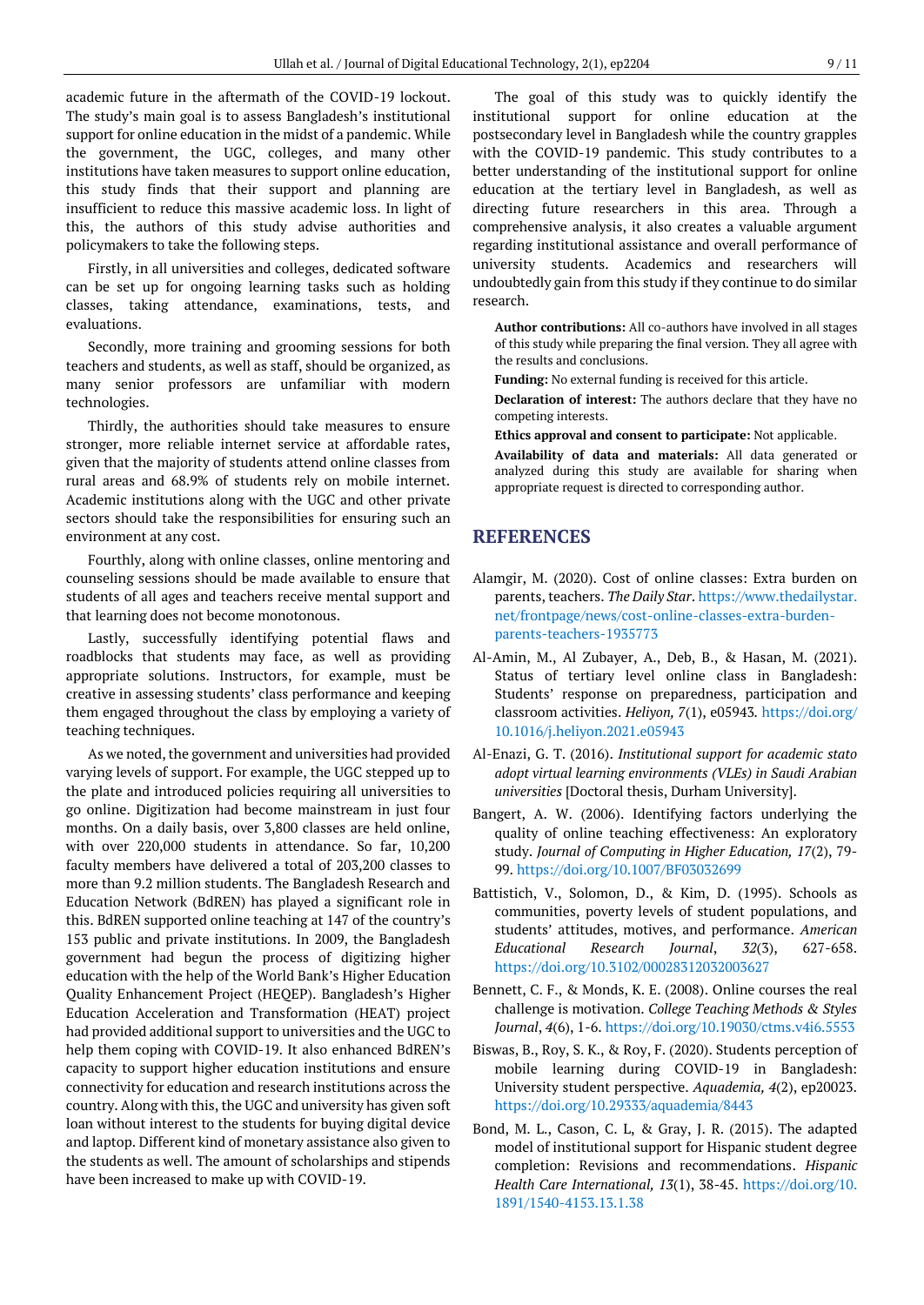academic future in the aftermath of the COVID-19 lockout. The study's main goal is to assess Bangladesh's institutional support for online education in the midst of a pandemic. While the government, the UGC, colleges, and many other institutions have taken measures to support online education, this study finds that their support and planning are insufficient to reduce this massive academic loss. In light of this, the authors of this study advise authorities and policymakers to take the following steps.

Firstly, in all universities and colleges, dedicated software can be set up for ongoing learning tasks such as holding classes, taking attendance, examinations, tests, and evaluations.

Secondly, more training and grooming sessions for both teachers and students, as well as staff, should be organized, as many senior professors are unfamiliar with modern technologies.

Thirdly, the authorities should take measures to ensure stronger, more reliable internet service at affordable rates, given that the majority of students attend online classes from rural areas and 68.9% of students rely on mobile internet. Academic institutions along with the UGC and other private sectors should take the responsibilities for ensuring such an environment at any cost.

Fourthly, along with online classes, online mentoring and counseling sessions should be made available to ensure that students of all ages and teachers receive mental support and that learning does not become monotonous.

Lastly, successfully identifying potential flaws and roadblocks that students may face, as well as providing appropriate solutions. Instructors, for example, must be creative in assessing students' class performance and keeping them engaged throughout the class by employing a variety of teaching techniques.

As we noted, the government and universities had provided varying levels of support. For example, the UGC stepped up to the plate and introduced policies requiring all universities to go online. Digitization had become mainstream in just four months. On a daily basis, over 3,800 classes are held online, with over 220,000 students in attendance. So far, 10,200 faculty members have delivered a total of 203,200 classes to more than 9.2 million students. The Bangladesh Research and Education Network (BdREN) has played a significant role in this. BdREN supported online teaching at 147 of the country's 153 public and private institutions. In 2009, the Bangladesh government had begun the process of digitizing higher education with the help of the World Bank's Higher Education Quality Enhancement Project (HEQEP). Bangladesh's Higher Education Acceleration and Transformation (HEAT) project had provided additional support to universities and the UGC to help them coping with COVID-19. It also enhanced BdREN's capacity to support higher education institutions and ensure connectivity for education and research institutions across the country. Along with this, the UGC and university has given soft loan without interest to the students for buying digital device and laptop. Different kind of monetary assistance also given to the students as well. The amount of scholarships and stipends have been increased to make up with COVID-19.

The goal of this study was to quickly identify the institutional support for online education at the postsecondary level in Bangladesh while the country grapples with the COVID-19 pandemic. This study contributes to a better understanding of the institutional support for online education at the tertiary level in Bangladesh, as well as directing future researchers in this area. Through a comprehensive analysis, it also creates a valuable argument regarding institutional assistance and overall performance of university students. Academics and researchers will undoubtedly gain from this study if they continue to do similar research.

**Author contributions:** All co-authors have involved in all stages of this study while preparing the final version. They all agree with the results and conclusions.

**Funding:** No external funding is received for this article.

**Declaration of interest:** The authors declare that they have no competing interests.

**Ethics approval and consent to participate:** Not applicable.

**Availability of data and materials:** All data generated or analyzed during this study are available for sharing when appropriate request is directed to corresponding author.

## REFERENCES

Alamgir, M. (2020). Cost of online classes: Extra burden on parents, teachers. *The Daily Star*. https://www.thedailystar.net/frontpage/news/cost-online-classes-extra-burden-parents-teachers-1935773

Al-Amin, M., Al Zubayer, A., Deb, B., & Hasan, M. (2021). Status of tertiary level online class in Bangladesh: Students' response on preparedness, participation and classroom activities. *Heliyon, 7*(1), e05943. https://doi.org/10.1016/j.heliyon.2021.e05943

Al-Enazi, G. T. (2016). *Institutional support for academic stato adopt virtual learning environments (VLEs) in Saudi Arabian universities* [Doctoral thesis, Durham University].

Bangert, A. W. (2006). Identifying factors underlying the quality of online teaching effectiveness: An exploratory study. *Journal of Computing in Higher Education, 17*(2), 79-99. https://doi.org/10.1007/BF03032699

Battistich, V., Solomon, D., & Kim, D. (1995). Schools as communities, poverty levels of student populations, and students' attitudes, motives, and performance. *American Educational Research Journal*, *32*(3), 627-658. https://doi.org/10.3102/00028312032003627

Bennett, C. F., & Monds, K. E. (2008). Online courses the real challenge is motivation. *College Teaching Methods & Styles Journal*, *4*(6), 1-6. https://doi.org/10.19030/ctms.v4i6.5553

Biswas, B., Roy, S. K., & Roy, F. (2020). Students perception of mobile learning during COVID-19 in Bangladesh: University student perspective. *Aquademia, 4*(2), ep20023. https://doi.org/10.29333/aquademia/8443

Bond, M. L., Cason, C. L, & Gray, J. R. (2015). The adapted model of institutional support for Hispanic student degree completion: Revisions and recommendations. *Hispanic Health Care International, 13*(1), 38-45. https://doi.org/10.1891/1540-4153.13.1.38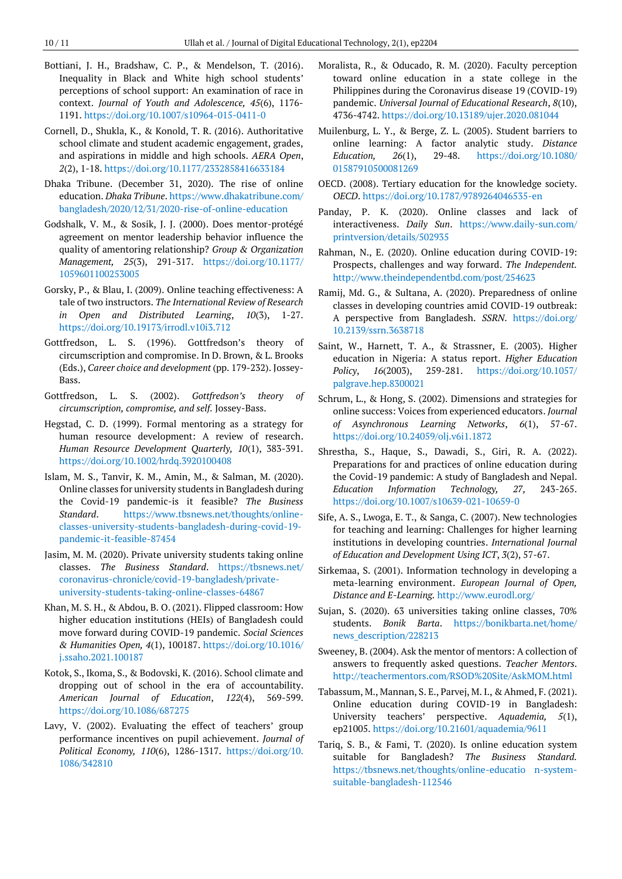Bottiani, J. H., Bradshaw, C. P., & Mendelson, T. (2016). Inequality in Black and White high school students' perceptions of school support: An examination of race in context. *Journal of Youth and Adolescence, 45*(6), 1176-1191. https://doi.org/10.1007/s10964-015-0411-0

Cornell, D., Shukla, K., & Konold, T. R. (2016). Authoritative school climate and student academic engagement, grades, and aspirations in middle and high schools. *AERA Open*, *2*(2), 1-18. https://doi.org/10.1177/2332858416633184

Dhaka Tribune. (December 31, 2020). The rise of online education. *Dhaka Tribune*. https://www.dhakatribune.com/bangladesh/2020/12/31/2020-rise-of-online-education

Godshalk, V. M., & Sosik, J. J. (2000). Does mentor-protégé agreement on mentor leadership behavior influence the quality of amentoring relationship? *Group & Organization Management, 25*(3), 291-317. https://doi.org/10.1177/1059601100253005

Gorsky, P., & Blau, I. (2009). Online teaching effectiveness: A tale of two instructors. *The International Review of Research in Open and Distributed Learning*, *10*(3), 1-27. https://doi.org/10.19173/irrodl.v10i3.712

Gottfredson, L. S. (1996). Gottfredson's theory of circumscription and compromise. In D. Brown, & L. Brooks (Eds.), *Career choice and development* (pp. 179-232). Jossey-Bass.

Gottfredson, L. S. (2002). *Gottfredson's theory of circumscription, compromise, and self.* Jossey-Bass.

Hegstad, C. D. (1999). Formal mentoring as a strategy for human resource development: A review of research. *Human Resource Development Quarterly, 10*(1), 383-391. https://doi.org/10.1002/hrdq.3920100408

Islam, M. S., Tanvir, K. M., Amin, M., & Salman, M. (2020). Online classes for university students in Bangladesh during the Covid-19 pandemic-is it feasible? *The Business Standard*. https://www.tbsnews.net/thoughts/online-classes-university-students-bangladesh-during-covid-19-pandemic-it-feasible-87454

Jasim, M. M. (2020). Private university students taking online classes. *The Business Standard*. https://tbsnews.net/coronavirus-chronicle/covid-19-bangladesh/private-university-students-taking-online-classes-64867

Khan, M. S. H., & Abdou, B. O. (2021). Flipped classroom: How higher education institutions (HEIs) of Bangladesh could move forward during COVID-19 pandemic. *Social Sciences & Humanities Open, 4*(1), 100187. https://doi.org/10.1016/j.ssaho.2021.100187

Kotok, S., Ikoma, S., & Bodovski, K. (2016). School climate and dropping out of school in the era of accountability. *American Journal of Education*, *122*(4), 569-599. https://doi.org/10.1086/687275

Lavy, V. (2002). Evaluating the effect of teachers' group performance incentives on pupil achievement. *Journal of Political Economy, 110*(6), 1286-1317. https://doi.org/10.1086/342810

Moralista, R., & Oducado, R. M. (2020). Faculty perception toward online education in a state college in the Philippines during the Coronavirus disease 19 (COVID-19) pandemic. *Universal Journal of Educational Research*, *8*(10), 4736-4742. https://doi.org/10.13189/ujer.2020.081044

Muilenburg, L. Y., & Berge, Z. L. (2005). Student barriers to online learning: A factor analytic study. *Distance Education, 26*(1), 29-48. https://doi.org/10.1080/01587910500081269

OECD. (2008). Tertiary education for the knowledge society. *OECD*. https://doi.org/10.1787/9789264046535-en

Panday, P. K. (2020). Online classes and lack of interactiveness. *Daily Sun*. https://www.daily-sun.com/printversion/details/502935

Rahman, N., E. (2020). Online education during COVID-19: Prospects, challenges and way forward. *The Independent.* http://www.theindependentbd.com/post/254623

Ramij, Md. G., & Sultana, A. (2020). Preparedness of online classes in developing countries amid COVID-19 outbreak: A perspective from Bangladesh. *SSRN.* https://doi.org/10.2139/ssrn.3638718

Saint, W., Harnett, T. A., & Strassner, E. (2003). Higher education in Nigeria: A status report. *Higher Education Policy*, *16*(2003), 259-281. https://doi.org/10.1057/palgrave.hep.8300021

Schrum, L., & Hong, S. (2002). Dimensions and strategies for online success: Voices from experienced educators. *Journal of Asynchronous Learning Networks*, *6*(1), 57-67. https://doi.org/10.24059/olj.v6i1.1872

Shrestha, S., Haque, S., Dawadi, S., Giri, R. A. (2022). Preparations for and practices of online education during the Covid-19 pandemic: A study of Bangladesh and Nepal. *Education Information Technology, 27,* 243-265. https://doi.org/10.1007/s10639-021-10659-0

Sife, A. S., Lwoga, E. T., & Sanga, C. (2007). New technologies for teaching and learning: Challenges for higher learning institutions in developing countries. *International Journal of Education and Development Using ICT*, *3*(2), 57-67.

Sirkemaa, S. (2001). Information technology in developing a meta-learning environment. *European Journal of Open, Distance and E-Learning.* http://www.eurodl.org/

Sujan, S. (2020). 63 universities taking online classes, 70% students. *Bonik Barta*. https://bonikbarta.net/home/news_description/228213

Sweeney, B. (2004). Ask the mentor of mentors: A collection of answers to frequently asked questions. *Teacher Mentors*. http://teachermentors.com/RSOD%20Site/AskMOM.html

Tabassum, M., Mannan, S. E., Parvej, M. I., & Ahmed, F. (2021). Online education during COVID-19 in Bangladesh: University teachers' perspective. *Aquademia, 5*(1), ep21005. https://doi.org/10.21601/aquademia/9611

Tariq, S. B., & Fami, T. (2020). Is online education system suitable for Bangladesh? *The Business Standard.* https://tbsnews.net/thoughts/online-education-system-suitable-bangladesh-112546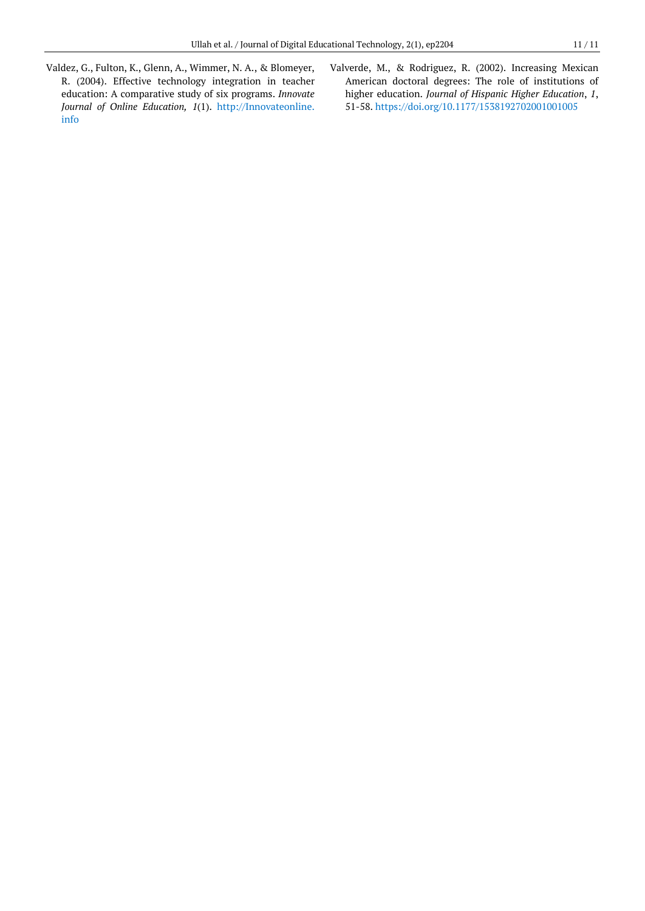Valdez, G., Fulton, K., Glenn, A., Wimmer, N. A., & Blomeyer, R. (2004). Effective technology integration in teacher education: A comparative study of six programs. *Innovate Journal of Online Education, 1*(1). http://Innovateonline.info

Valverde, M., & Rodriguez, R. (2002). Increasing Mexican American doctoral degrees: The role of institutions of higher education. *Journal of Hispanic Higher Education*, *1*, 51-58. https://doi.org/10.1177/1538192702001001005